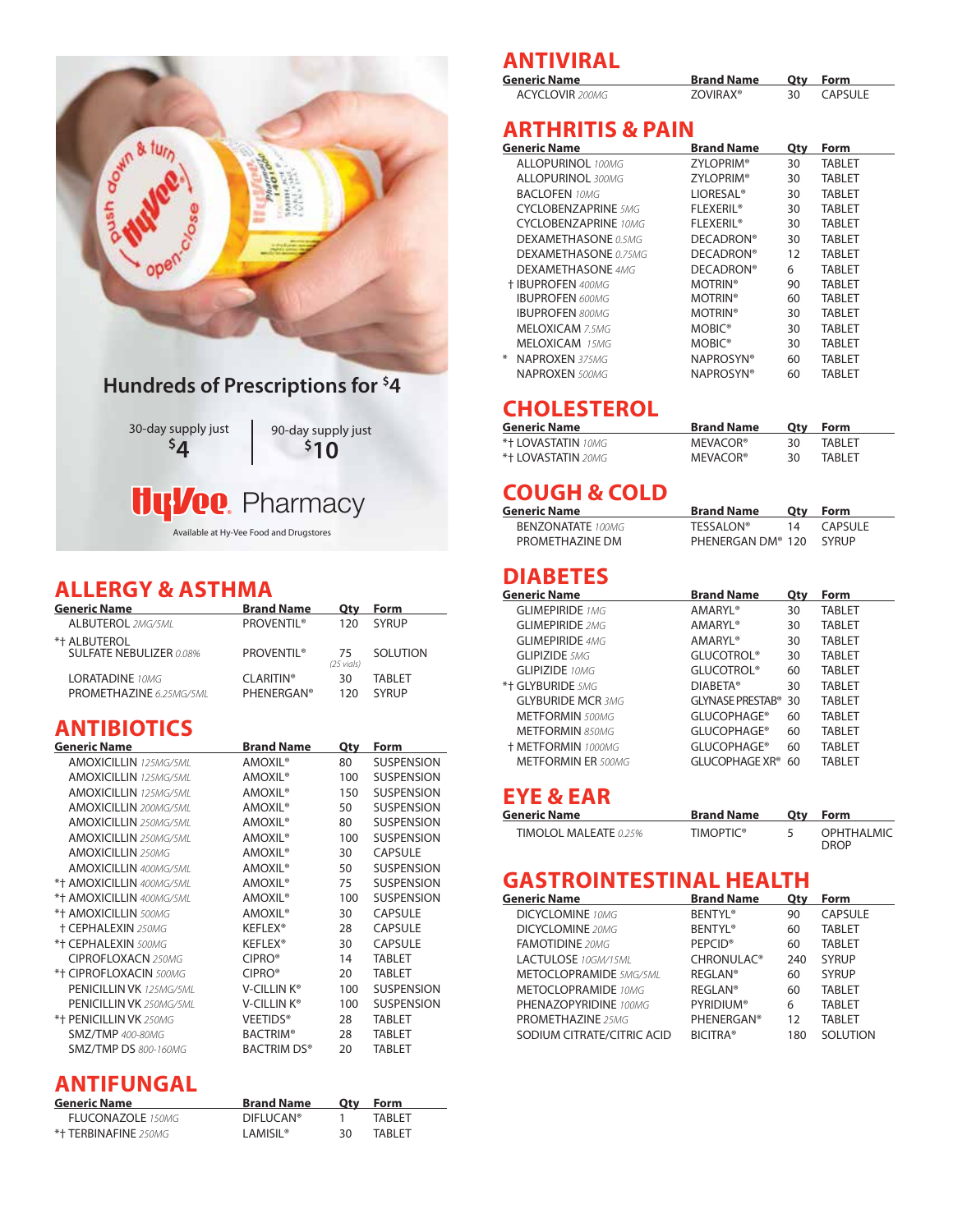Hundreds of Prescriptions for $4

30-day supply just $4 | 90-day supply just $10

Hy-Vee Pharmacy

Available at Hy-Vee Food and Drugstores

## ALLERGY & ASTHMA

| Generic Name | Brand Name | Qty | Form |
|---|---|---|---|
| ALBUTEROL 2MG/5ML | PROVENTIL® | 120 | SYRUP |
| *† ALBUTEROL SULFATE NEBULIZER 0.08% | PROVENTIL® | 75 (25 vials) | SOLUTION |
| LORATADINE 10MG | CLARITIN® | 30 | TABLET |
| PROMETHAZINE 6.25MG/5ML | PHENERGAN® | 120 | SYRUP |

## ANTIBIOTICS

| Generic Name | Brand Name | Qty | Form |
|---|---|---|---|
| AMOXICILLIN 125MG/5ML | AMOXIL® | 80 | SUSPENSION |
| AMOXICILLIN 125MG/5ML | AMOXIL® | 100 | SUSPENSION |
| AMOXICILLIN 125MG/5ML | AMOXIL® | 150 | SUSPENSION |
| AMOXICILLIN 200MG/5ML | AMOXIL® | 50 | SUSPENSION |
| AMOXICILLIN 250MG/5ML | AMOXIL® | 80 | SUSPENSION |
| AMOXICILLIN 250MG/5ML | AMOXIL® | 100 | SUSPENSION |
| AMOXICILLIN 250MG | AMOXIL® | 30 | CAPSULE |
| AMOXICILLIN 400MG/5ML | AMOXIL® | 50 | SUSPENSION |
| *† AMOXICILLIN 400MG/5ML | AMOXIL® | 75 | SUSPENSION |
| *† AMOXICILLIN 400MG/5ML | AMOXIL® | 100 | SUSPENSION |
| *† AMOXICILLIN 500MG | AMOXIL® | 30 | CAPSULE |
| † CEPHALEXIN 250MG | KEFLEX® | 28 | CAPSULE |
| *† CEPHALEXIN 500MG | KEFLEX® | 30 | CAPSULE |
| CIPROFLOXACN 250MG | CIPRO® | 14 | TABLET |
| *† CIPROFLOXACIN 500MG | CIPRO® | 20 | TABLET |
| PENICILLIN VK 125MG/5ML | V-CILLIN K® | 100 | SUSPENSION |
| PENICILLIN VK 250MG/5ML | V-CILLIN K® | 100 | SUSPENSION |
| *† PENICILLIN VK 250MG | VEETIDS® | 28 | TABLET |
| SMZ/TMP 400-80MG | BACTRIM® | 28 | TABLET |
| SMZ/TMP DS 800-160MG | BACTRIM DS® | 20 | TABLET |

## ANTIFUNGAL

| Generic Name | Brand Name | Qty | Form |
|---|---|---|---|
| FLUCONAZOLE 150MG | DIFLUCAN® | 1 | TABLET |
| *† TERBINAFINE 250MG | LAMISIL® | 30 | TABLET |

## ANTIVIRAL

| Generic Name | Brand Name | Qty | Form |
|---|---|---|---|
| ACYCLOVIR 200MG | ZOVIRAX® | 30 | CAPSULE |

## ARTHRITIS & PAIN

| Generic Name | Brand Name | Qty | Form |
|---|---|---|---|
| ALLOPURINOL 100MG | ZYLOPRIM® | 30 | TABLET |
| ALLOPURINOL 300MG | ZYLOPRIM® | 30 | TABLET |
| BACLOFEN 10MG | LIORESAL® | 30 | TABLET |
| CYCLOBENZAPRINE 5MG | FLEXERIL® | 30 | TABLET |
| CYCLOBENZAPRINE 10MG | FLEXERIL® | 30 | TABLET |
| DEXAMETHASONE 0.5MG | DECADRON® | 30 | TABLET |
| DEXAMETHASONE 0.75MG | DECADRON® | 12 | TABLET |
| DEXAMETHASONE 4MG | DECADRON® | 6 | TABLET |
| † IBUPROFEN 400MG | MOTRIN® | 90 | TABLET |
| IBUPROFEN 600MG | MOTRIN® | 60 | TABLET |
| IBUPROFEN 800MG | MOTRIN® | 30 | TABLET |
| MELOXICAM 7.5MG | MOBIC® | 30 | TABLET |
| MELOXICAM 15MG | MOBIC® | 30 | TABLET |
| * NAPROXEN 375MG | NAPROSYN® | 60 | TABLET |
| NAPROXEN 500MG | NAPROSYN® | 60 | TABLET |

## CHOLESTEROL

| Generic Name | Brand Name | Qty | Form |
|---|---|---|---|
| *† LOVASTATIN 10MG | MEVACOR® | 30 | TABLET |
| *† LOVASTATIN 20MG | MEVACOR® | 30 | TABLET |

## COUGH & COLD

| Generic Name | Brand Name | Qty | Form |
|---|---|---|---|
| BENZONATATE 100MG | TESSALON® | 14 | CAPSULE |
| PROMETHAZINE DM | PHENERGAN DM® | 120 | SYRUP |

## DIABETES

| Generic Name | Brand Name | Qty | Form |
|---|---|---|---|
| GLIMEPIRIDE 1MG | AMARYL® | 30 | TABLET |
| GLIMEPIRIDE 2MG | AMARYL® | 30 | TABLET |
| GLIMEPIRIDE 4MG | AMARYL® | 30 | TABLET |
| GLIPIZIDE 5MG | GLUCOTROL® | 30 | TABLET |
| GLIPIZIDE 10MG | GLUCOTROL® | 60 | TABLET |
| *† GLYBURIDE 5MG | DIABETA® | 30 | TABLET |
| GLYBURIDE MCR 3MG | GLYNASE PRESTAB® | 30 | TABLET |
| METFORMIN 500MG | GLUCOPHAGE® | 60 | TABLET |
| METFORMIN 850MG | GLUCOPHAGE® | 60 | TABLET |
| † METFORMIN 1000MG | GLUCOPHAGE® | 60 | TABLET |
| METFORMIN ER 500MG | GLUCOPHAGE XR® | 60 | TABLET |

## EYE & EAR

| Generic Name | Brand Name | Qty | Form |
|---|---|---|---|
| TIMOLOL MALEATE 0.25% | TIMOPTIC® | 5 | OPHTHALMIC DROP |

## GASTROINTESTINAL HEALTH

| Generic Name | Brand Name | Qty | Form |
|---|---|---|---|
| DICYCLOMINE 10MG | BENTYL® | 90 | CAPSULE |
| DICYCLOMINE 20MG | BENTYL® | 60 | TABLET |
| FAMOTIDINE 20MG | PEPCID® | 60 | TABLET |
| LACTULOSE 10GM/15ML | CHRONULAC® | 240 | SYRUP |
| METOCLOPRAMIDE 5MG/5ML | REGLAN® | 60 | SYRUP |
| METOCLOPRAMIDE 10MG | REGLAN® | 60 | TABLET |
| PHENAZOPYRIDINE 100MG | PYRIDIUM® | 6 | TABLET |
| PROMETHAZINE 25MG | PHENERGAN® | 12 | TABLET |
| SODIUM CITRATE/CITRIC ACID | BICITRA® | 180 | SOLUTION |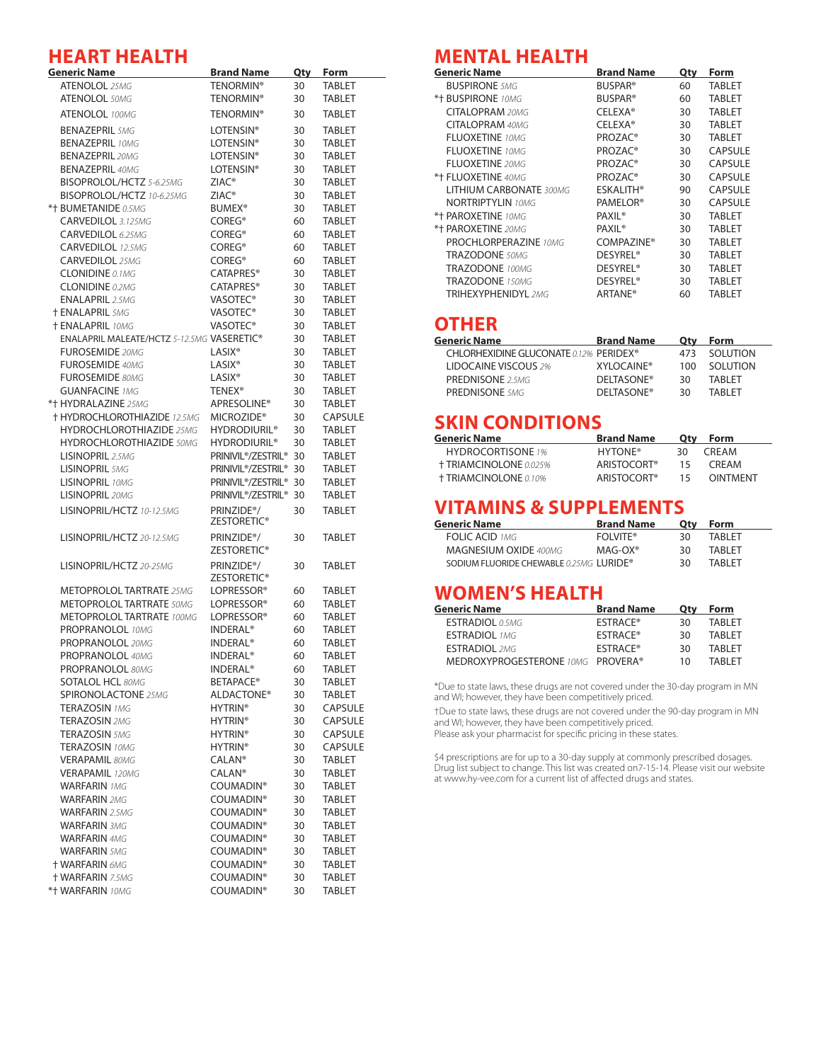## HEART HEALTH

| Generic Name | Brand Name | Qty | Form |
|---|---|---|---|
| ATENOLOL *25MG* | TENORMIN® | 30 | TABLET |
| ATENOLOL *50MG* | TENORMIN® | 30 | TABLET |
| ATENOLOL *100MG* | TENORMIN® | 30 | TABLET |
| BENAZEPRIL *5MG* | LOTENSIN® | 30 | TABLET |
| BENAZEPRIL *10MG* | LOTENSIN® | 30 | TABLET |
| BENAZEPRIL *20MG* | LOTENSIN® | 30 | TABLET |
| BENAZEPRIL *40MG* | LOTENSIN® | 30 | TABLET |
| BISOPROLOL/HCTZ *5-6.25MG* | ZIAC® | 30 | TABLET |
| BISOPROLOL/HCTZ *10-6.25MG* | ZIAC® | 30 | TABLET |
| *† BUMETANIDE *0.5MG* | BUMEX® | 30 | TABLET |
| CARVEDILOL *3.125MG* | COREG® | 60 | TABLET |
| CARVEDILOL *6.25MG* | COREG® | 60 | TABLET |
| CARVEDILOL *12.5MG* | COREG® | 60 | TABLET |
| CARVEDILOL *25MG* | COREG® | 60 | TABLET |
| CLONIDINE *0.1MG* | CATAPRES® | 30 | TABLET |
| CLONIDINE *0.2MG* | CATAPRES® | 30 | TABLET |
| ENALAPRIL *2.5MG* | VASOTEC® | 30 | TABLET |
| † ENALAPRIL *5MG* | VASOTEC® | 30 | TABLET |
| † ENALAPRIL *10MG* | VASOTEC® | 30 | TABLET |
| ENALAPRIL MALEATE/HCTZ *5-12.5MG* | VASERETIC® | 30 | TABLET |
| FUROSEMIDE *20MG* | LASIX® | 30 | TABLET |
| FUROSEMIDE *40MG* | LASIX® | 30 | TABLET |
| FUROSEMIDE *80MG* | LASIX® | 30 | TABLET |
| GUANFACINE *1MG* | TENEX® | 30 | TABLET |
| *† HYDRALAZINE *25MG* | APRESOLINE® | 30 | TABLET |
| † HYDROCHLOROTHIAZIDE *12.5MG* | MICROZIDE® | 30 | CAPSULE |
| HYDROCHLOROTHIAZIDE *25MG* | HYDRODIURIL® | 30 | TABLET |
| HYDROCHLOROTHIAZIDE *50MG* | HYDRODIURIL® | 30 | TABLET |
| LISINOPRIL *2.5MG* | PRINIVIL®/ZESTRIL® | 30 | TABLET |
| LISINOPRIL *5MG* | PRINIVIL®/ZESTRIL® | 30 | TABLET |
| LISINOPRIL *10MG* | PRINIVIL®/ZESTRIL® | 30 | TABLET |
| LISINOPRIL *20MG* | PRINIVIL®/ZESTRIL® | 30 | TABLET |
| LISINOPRIL/HCTZ *10-12.5MG* | PRINZIDE®/ ZESTORETIC® | 30 | TABLET |
| LISINOPRIL/HCTZ *20-12.5MG* | PRINZIDE®/ ZESTORETIC® | 30 | TABLET |
| LISINOPRIL/HCTZ *20-25MG* | PRINZIDE®/ ZESTORETIC® | 30 | TABLET |
| METOPROLOL TARTRATE *25MG* | LOPRESSOR® | 60 | TABLET |
| METOPROLOL TARTRATE *50MG* | LOPRESSOR® | 60 | TABLET |
| METOPROLOL TARTRATE *100MG* | LOPRESSOR® | 60 | TABLET |
| PROPRANOLOL *10MG* | INDERAL® | 60 | TABLET |
| PROPRANOLOL *20MG* | INDERAL® | 60 | TABLET |
| PROPRANOLOL *40MG* | INDERAL® | 60 | TABLET |
| PROPRANOLOL *80MG* | INDERAL® | 60 | TABLET |
| SOTALOL HCL *80MG* | BETAPACE® | 30 | TABLET |
| SPIRONOLACTONE *25MG* | ALDACTONE® | 30 | TABLET |
| TERAZOSIN *1MG* | HYTRIN® | 30 | CAPSULE |
| TERAZOSIN *2MG* | HYTRIN® | 30 | CAPSULE |
| TERAZOSIN *5MG* | HYTRIN® | 30 | CAPSULE |
| TERAZOSIN *10MG* | HYTRIN® | 30 | CAPSULE |
| VERAPAMIL *80MG* | CALAN® | 30 | TABLET |
| VERAPAMIL *120MG* | CALAN® | 30 | TABLET |
| WARFARIN *1MG* | COUMADIN® | 30 | TABLET |
| WARFARIN *2MG* | COUMADIN® | 30 | TABLET |
| WARFARIN *2.5MG* | COUMADIN® | 30 | TABLET |
| WARFARIN *3MG* | COUMADIN® | 30 | TABLET |
| WARFARIN *4MG* | COUMADIN® | 30 | TABLET |
| WARFARIN *5MG* | COUMADIN® | 30 | TABLET |
| † WARFARIN *6MG* | COUMADIN® | 30 | TABLET |
| † WARFARIN *7.5MG* | COUMADIN® | 30 | TABLET |
| *† WARFARIN *10MG* | COUMADIN® | 30 | TABLET |

## MENTAL HEALTH

| Generic Name | Brand Name | Qty | Form |
|---|---|---|---|
| BUSPIRONE *5MG* | BUSPAR® | 60 | TABLET |
| *† BUSPIRONE *10MG* | BUSPAR® | 60 | TABLET |
| CITALOPRAM *20MG* | CELEXA® | 30 | TABLET |
| CITALOPRAM *40MG* | CELEXA® | 30 | TABLET |
| FLUOXETINE *10MG* | PROZAC® | 30 | TABLET |
| FLUOXETINE *10MG* | PROZAC® | 30 | CAPSULE |
| FLUOXETINE *20MG* | PROZAC® | 30 | CAPSULE |
| *† FLUOXETINE *40MG* | PROZAC® | 30 | CAPSULE |
| LITHIUM CARBONATE *300MG* | ESKALITH® | 90 | CAPSULE |
| NORTRIPTYLIN *10MG* | PAMELOR® | 30 | CAPSULE |
| *† PAROXETINE *10MG* | PAXIL® | 30 | TABLET |
| *† PAROXETINE *20MG* | PAXIL® | 30 | TABLET |
| PROCHLORPERAZINE *10MG* | COMPAZINE® | 30 | TABLET |
| TRAZODONE *50MG* | DESYREL® | 30 | TABLET |
| TRAZODONE *100MG* | DESYREL® | 30 | TABLET |
| TRAZODONE *150MG* | DESYREL® | 30 | TABLET |
| TRIHEXYPHENIDYL *2MG* | ARTANE® | 60 | TABLET |

## OTHER

| Generic Name | Brand Name | Qty | Form |
|---|---|---|---|
| CHLORHEXIDINE GLUCONATE *0.12%* | PERIDEX® | 473 | SOLUTION |
| LIDOCAINE VISCOUS *2%* | XYLOCAINE® | 100 | SOLUTION |
| PREDNISONE *2.5MG* | DELTASONE® | 30 | TABLET |
| PREDNISONE *5MG* | DELTASONE® | 30 | TABLET |

## SKIN CONDITIONS

| Generic Name | Brand Name | Qty | Form |
|---|---|---|---|
| HYDROCORTISONE *1%* | HYTONE® | 30 | CREAM |
| † TRIAMCINOLONE *0.025%* | ARISTOCORT® | 15 | CREAM |
| † TRIAMCINOLONE *0.10%* | ARISTOCORT® | 15 | OINTMENT |

## VITAMINS & SUPPLEMENTS

| Generic Name | Brand Name | Qty | Form |
|---|---|---|---|
| FOLIC ACID *1MG* | FOLVITE® | 30 | TABLET |
| MAGNESIUM OXIDE *400MG* | MAG-OX® | 30 | TABLET |
| SODIUM FLUORIDE CHEWABLE *0.25MG* | LURIDE® | 30 | TABLET |

## WOMEN'S HEALTH

| Generic Name | Brand Name | Qty | Form |
|---|---|---|---|
| ESTRADIOL *0.5MG* | ESTRACE® | 30 | TABLET |
| ESTRADIOL *1MG* | ESTRACE® | 30 | TABLET |
| ESTRADIOL *2MG* | ESTRACE® | 30 | TABLET |
| MEDROXYPROGESTERONE *10MG* | PROVERA® | 10 | TABLET |

*Due to state laws, these drugs are not covered under the 30-day program in MN and WI; however, they have been competitively priced.

†Due to state laws, these drugs are not covered under the 90-day program in MN and WI; however, they have been competitively priced.
Please ask your pharmacist for specific pricing in these states.

$4 prescriptions are for up to a 30-day supply at commonly prescribed dosages. Drug list subject to change. This list was created on7-15-14. Please visit our website at www.hy-vee.com for a current list of affected drugs and states.